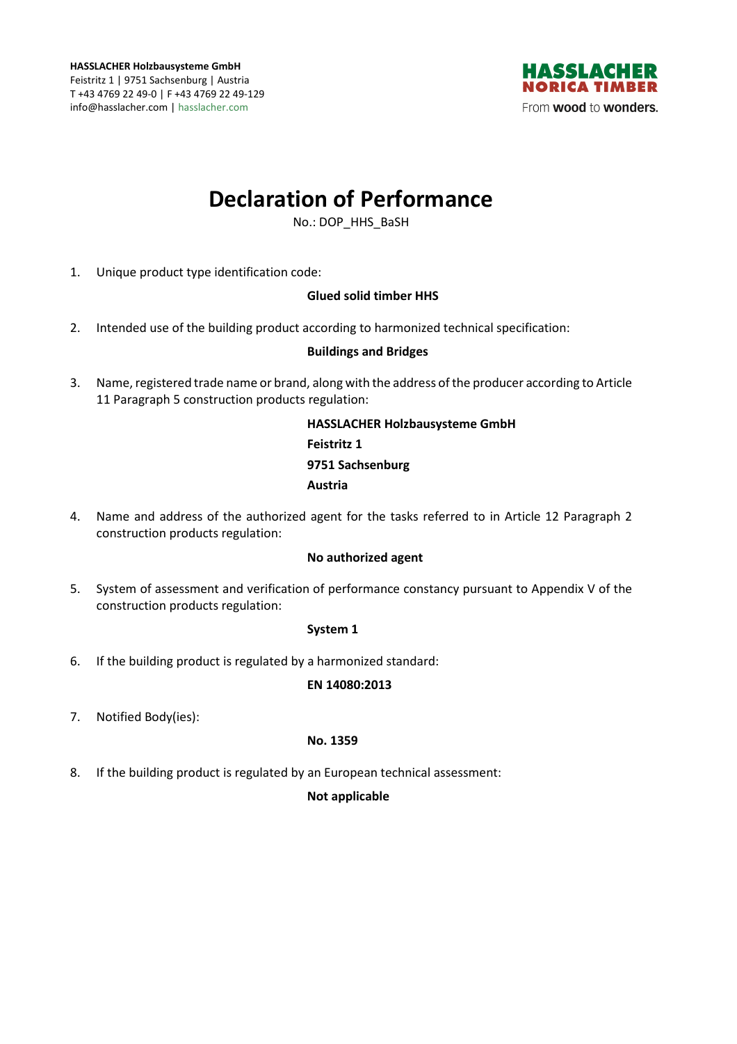HASSLACHER Holzbausysteme GmbH
Feistritz 1 | 9751 Sachsenburg | Austria
T +43 4769 22 49-0 | F +43 4769 22 49-129
info@hasslacher.com | hasslacher.com

HASSLACHER
NORICA TIMBER
From **wood** to **wonders.**

# Declaration of Performance

No.: DOP_HHS_BaSH

1. Unique product type identification code:

   **Glued solid timber HHS**

2. Intended use of the building product according to harmonized technical specification:

   **Buildings and Bridges**

3. Name, registered trade name or brand, along with the address of the producer according to Article 11 Paragraph 5 construction products regulation:

   **HASSLACHER Holzbausysteme GmbH**
   **Feistritz 1**
   **9751 Sachsenburg**
   **Austria**

4. Name and address of the authorized agent for the tasks referred to in Article 12 Paragraph 2 construction products regulation:

   **No authorized agent**

5. System of assessment and verification of performance constancy pursuant to Appendix V of the construction products regulation:

   **System 1**

6. If the building product is regulated by a harmonized standard:

   **EN 14080:2013**

7. Notified Body(ies):

   **No. 1359**

8. If the building product is regulated by an European technical assessment:

   **Not applicable**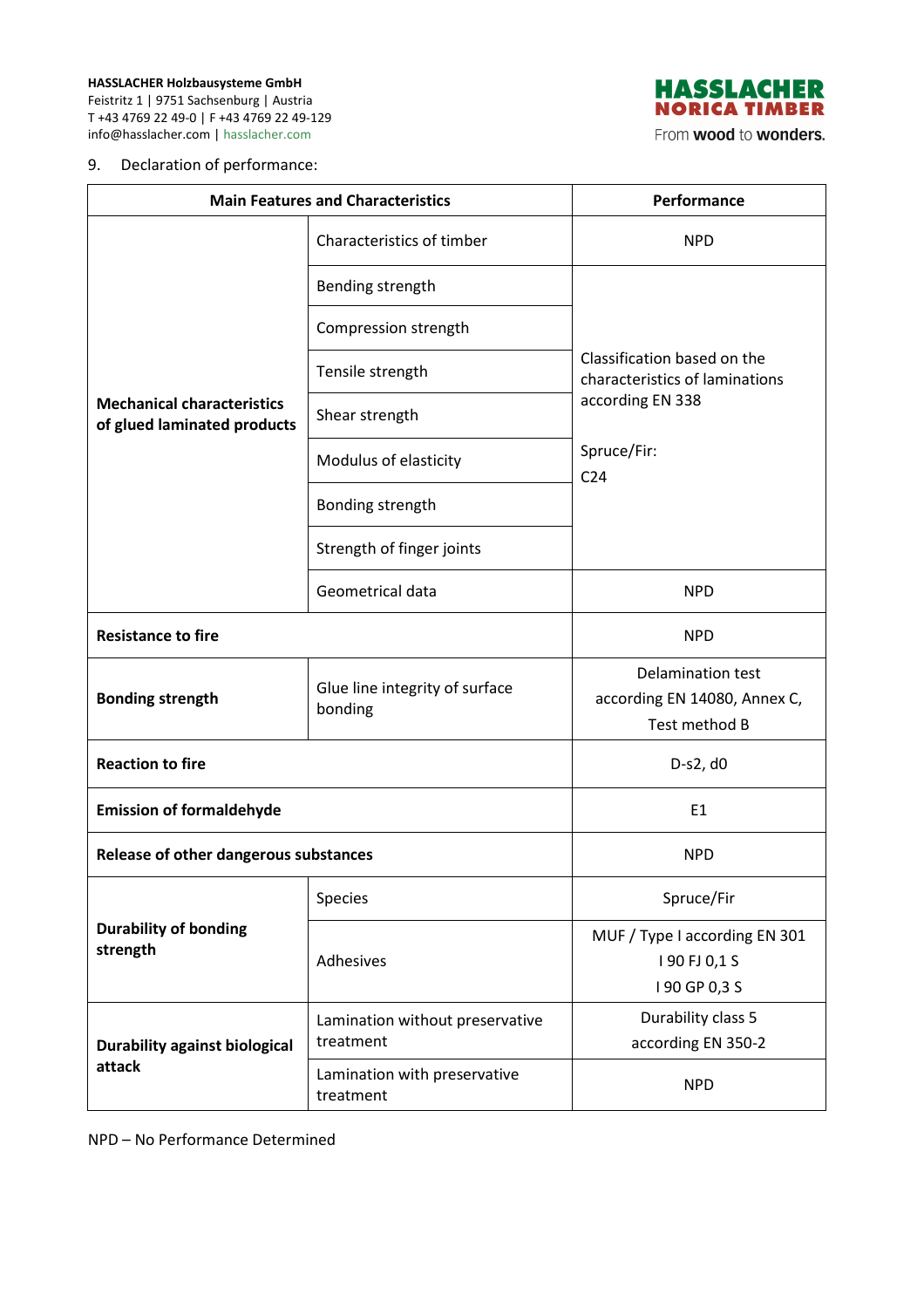HASSLACHER Holzbausysteme GmbH
Feistritz 1 | 9751 Sachsenburg | Austria
T +43 4769 22 49-0 | F +43 4769 22 49-129
info@hasslacher.com | hasslacher.com

9. Declaration of performance:

| Main Features and Characteristics | | Performance |
|---|---|---|
| **Mechanical characteristics of glued laminated products** | Characteristics of timber | NPD |
| | Bending strength | Classification based on the characteristics of laminations according EN 338<br><br>Spruce/Fir:<br>C24 |
| | Compression strength | |
| | Tensile strength | |
| | Shear strength | |
| | Modulus of elasticity | |
| | Bonding strength | |
| | Strength of finger joints | |
| | Geometrical data | NPD |
| **Resistance to fire** | | NPD |
| **Bonding strength** | Glue line integrity of surface bonding | Delamination test according EN 14080, Annex C, Test method B |
| **Reaction to fire** | | D-s2, d0 |
| **Emission of formaldehyde** | | E1 |
| **Release of other dangerous substances** | | NPD |
| **Durability of bonding strength** | Species | Spruce/Fir |
| | Adhesives | MUF / Type I according EN 301<br>I 90 FJ 0,1 S<br>I 90 GP 0,3 S |
| **Durability against biological attack** | Lamination without preservative treatment | Durability class 5 according EN 350-2 |
| | Lamination with preservative treatment | NPD |

NPD – No Performance Determined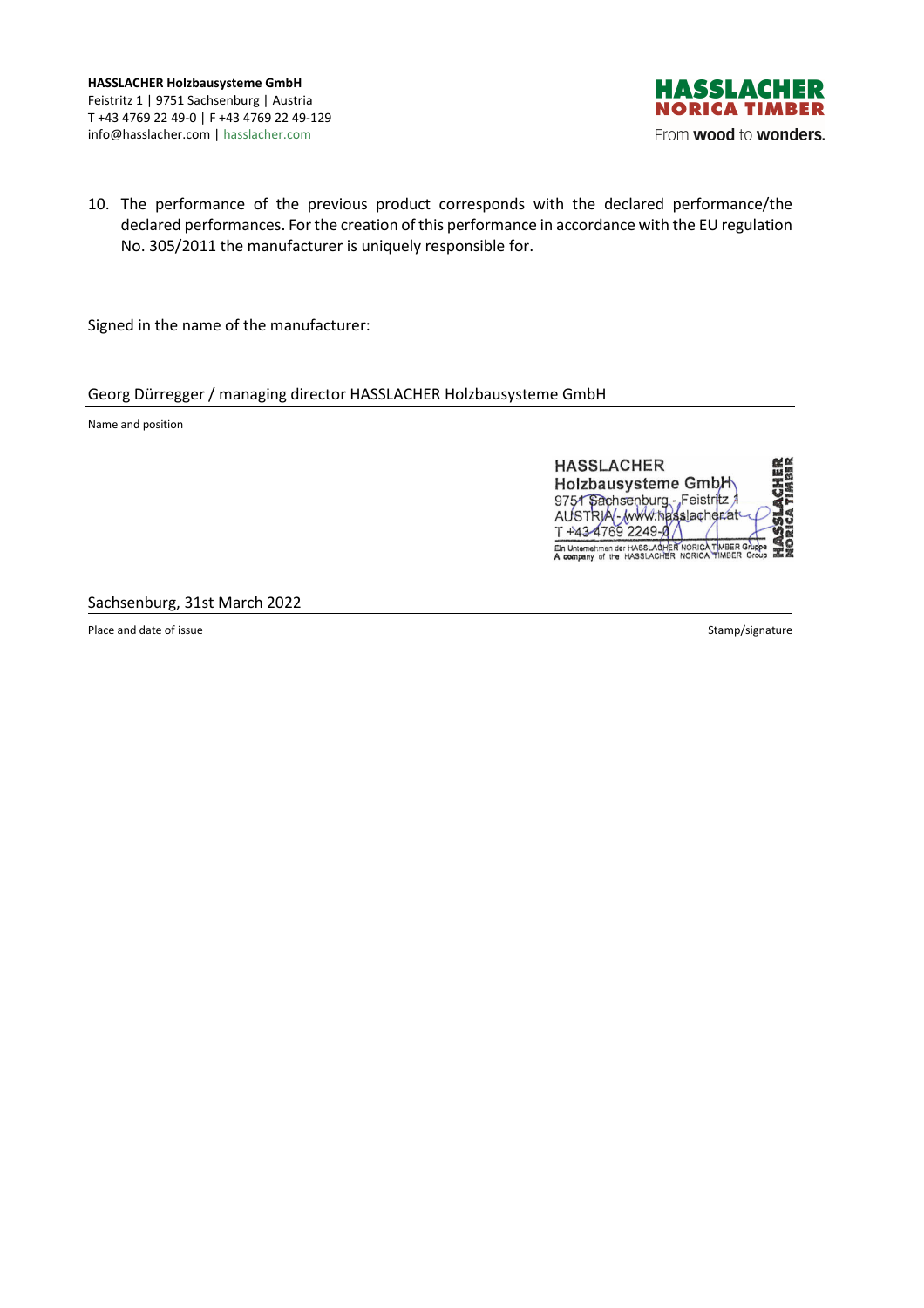10. The performance of the previous product corresponds with the declared performance/the declared performances. For the creation of this performance in accordance with the EU regulation No. 305/2011 the manufacturer is uniquely responsible for.

Signed in the name of the manufacturer:

Georg Dürregger / managing director HASSLACHER Holzbausysteme GmbH

Name and position

HASSLACHER
Holzbausysteme GmbH
9751 Sachsenburg - Feistritz 1
AUSTRIA - www.hasslacher.at
T +43 4769 2249-0
Ein Unternehmen der HASSLACHER NORICA TIMBER Gruppe
A company of the HASSLACHER NORICA TIMBER Group

Sachsenburg, 31st March 2022

Place and date of issue

Stamp/signature